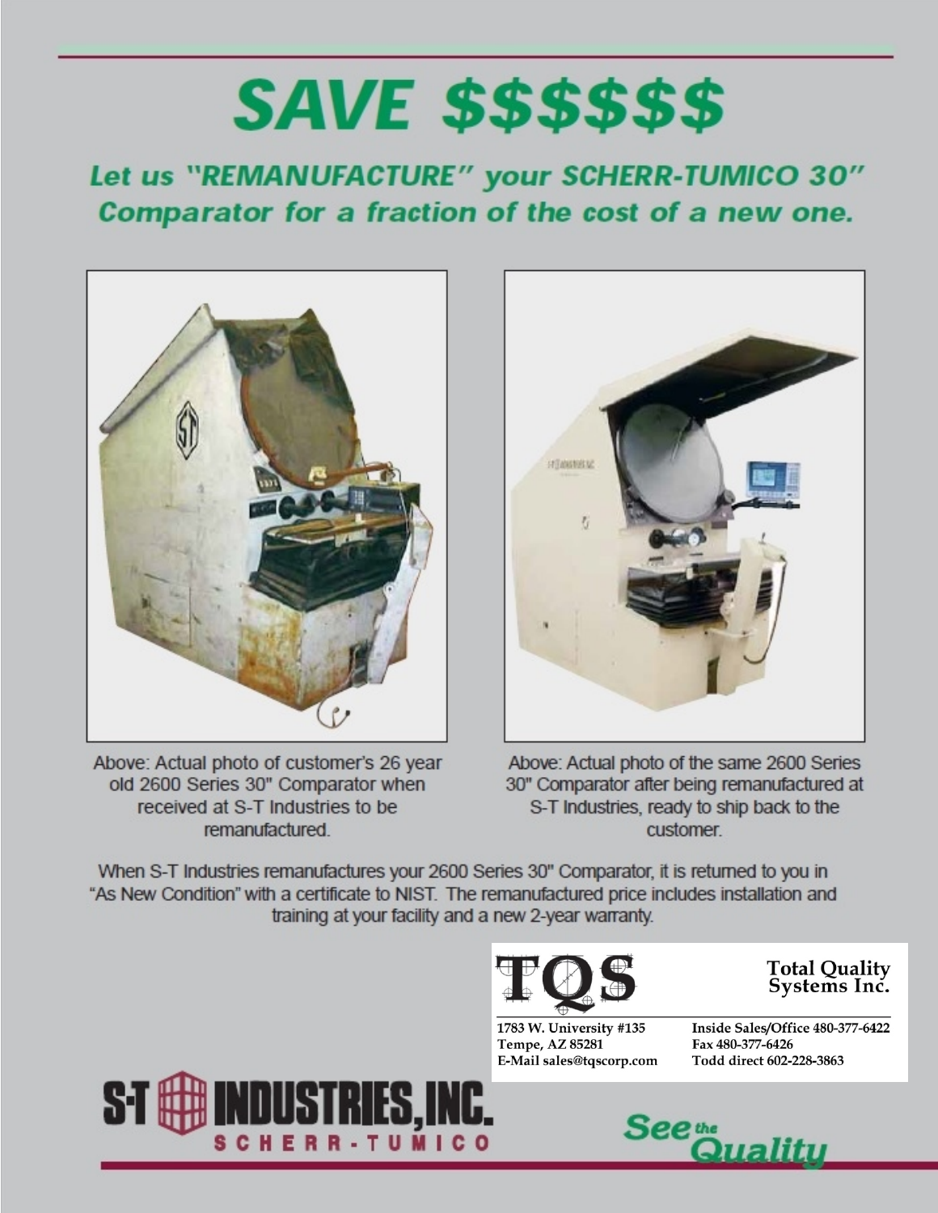# SAVE $$$$$$

## Let us "REMANUFACTURE" your SCHERR-TUMICO 30" Comparator for a fraction of the cost of a new one.

Above: Actual photo of customer's 26 year old 2600 Series 30" Comparator when received at S-T Industries to be remanufactured.

Above: Actual photo of the same 2600 Series 30" Comparator after being remanufactured at S-T Industries, ready to ship back to the customer.

When S-T Industries remanufactures your 2600 Series 30" Comparator, it is returned to you in "As New Condition" with a certificate to NIST. The remanufactured price includes installation and training at your facility and a new 2-year warranty.

**TQS**

**Total Quality Systems Inc.**

1783 W. University #135
Tempe, AZ 85281
E-Mail sales@tqscorp.com

Inside Sales/Office 480-377-6422
Fax 480-377-6426
Todd direct 602-228-3863

**S-T INDUSTRIES, INC.**
SCHERR-TUMICO

*See the Quality*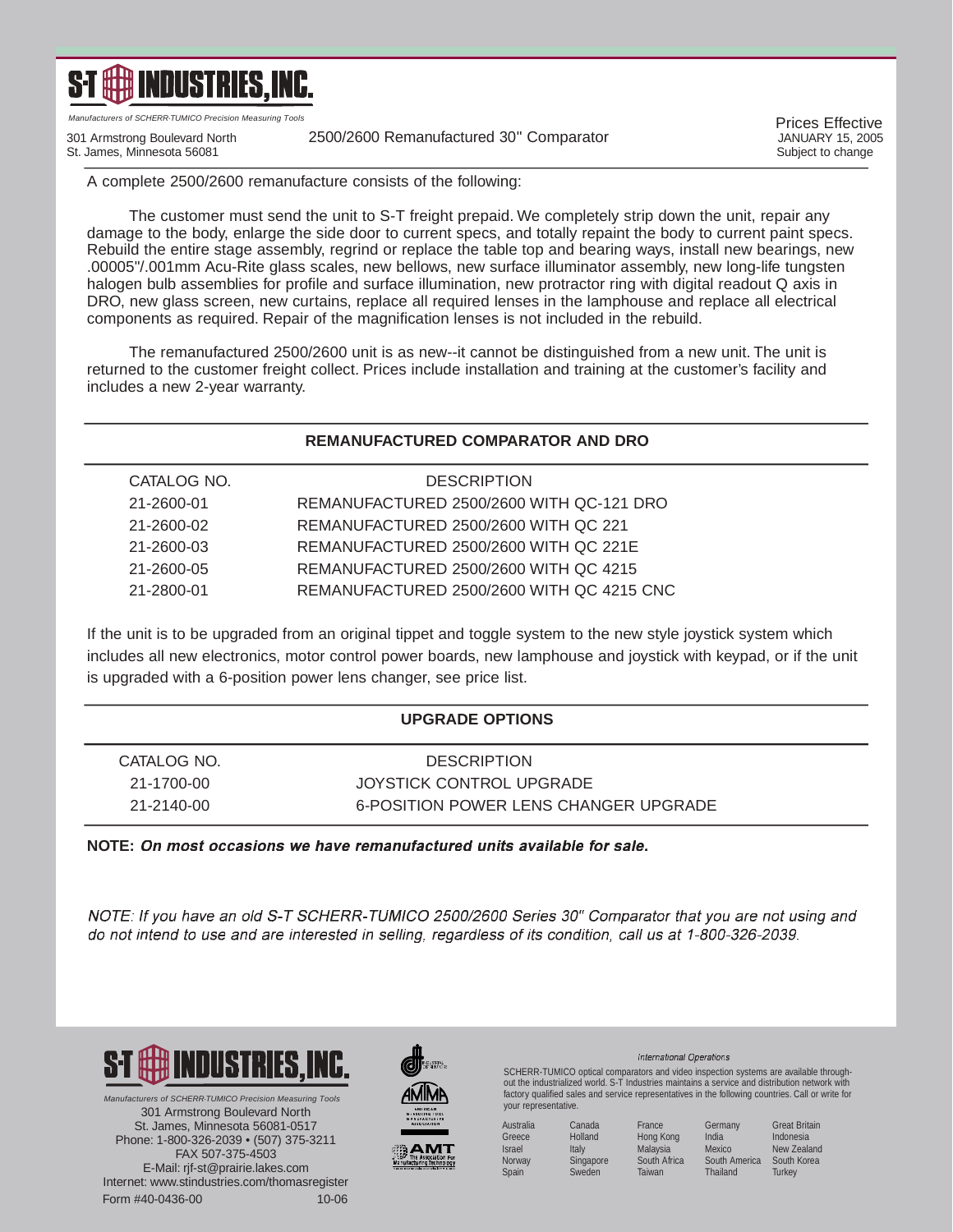# S-T INDUSTRIES, INC.

*Manufacturers of SCHERR-TUMICO Precision Measuring Tools*

301 Armstrong Boulevard North
St. James, Minnesota 56081

## 2500/2600 Remanufactured 30" Comparator

Prices Effective
JANUARY 15, 2005
Subject to change

A complete 2500/2600 remanufacture consists of the following:

The customer must send the unit to S-T freight prepaid. We completely strip down the unit, repair any damage to the body, enlarge the side door to current specs, and totally repaint the body to current paint specs. Rebuild the entire stage assembly, regrind or replace the table top and bearing ways, install new bearings, new .00005"/.001mm Acu-Rite glass scales, new bellows, new surface illuminator assembly, new long-life tungsten halogen bulb assemblies for profile and surface illumination, new protractor ring with digital readout Q axis in DRO, new glass screen, new curtains, replace all required lenses in the lamphouse and replace all electrical components as required. Repair of the magnification lenses is not included in the rebuild.

The remanufactured 2500/2600 unit is as new--it cannot be distinguished from a new unit. The unit is returned to the customer freight collect. Prices include installation and training at the customer's facility and includes a new 2-year warranty.

### REMANUFACTURED COMPARATOR AND DRO

| CATALOG NO. | DESCRIPTION |
|---|---|
| 21-2600-01 | REMANUFACTURED 2500/2600 WITH QC-121 DRO |
| 21-2600-02 | REMANUFACTURED 2500/2600 WITH QC 221 |
| 21-2600-03 | REMANUFACTURED 2500/2600 WITH QC 221E |
| 21-2600-05 | REMANUFACTURED 2500/2600 WITH QC 4215 |
| 21-2800-01 | REMANUFACTURED 2500/2600 WITH QC 4215 CNC |

If the unit is to be upgraded from an original tippet and toggle system to the new style joystick system which includes all new electronics, motor control power boards, new lamphouse and joystick with keypad, or if the unit is upgraded with a 6-position power lens changer, see price list.

### UPGRADE OPTIONS

| CATALOG NO. | DESCRIPTION |
|---|---|
| 21-1700-00 | JOYSTICK CONTROL UPGRADE |
| 21-2140-00 | 6-POSITION POWER LENS CHANGER UPGRADE |

**NOTE:** ***On most occasions we have remanufactured units available for sale.***

*NOTE: If you have an old S-T SCHERR-TUMICO 2500/2600 Series 30" Comparator that you are not using and do not intend to use and are interested in selling, regardless of its condition, call us at 1-800-326-2039.*

---

**S-T INDUSTRIES, INC.**

*Manufacturers of SCHERR-TUMICO Precision Measuring Tools*

301 Armstrong Boulevard North
St. James, Minnesota 56081-0517
Phone: 1-800-326-2039 • (507) 375-3211
FAX 507-375-4503
E-Mail: rjf-st@prairie.lakes.com
Internet: www.stindustries.com/thomasregister

Form #40-0436-00 10-06

*International Operations*

SCHERR-TUMICO optical comparators and video inspection systems are available throughout the industrialized world. S-T Industries maintains a service and distribution network with factory qualified sales and service representatives in the following countries. Call or write for your representative.

| | | | | |
|---|---|---|---|---|
| Australia | Canada | France | Germany | Great Britain |
| Greece | Holland | Hong Kong | India | Indonesia |
| Israel | Italy | Malaysia | Mexico | New Zealand |
| Norway | Singapore | South Africa | South America | South Korea |
| Spain | Sweden | Taiwan | Thailand | Turkey |